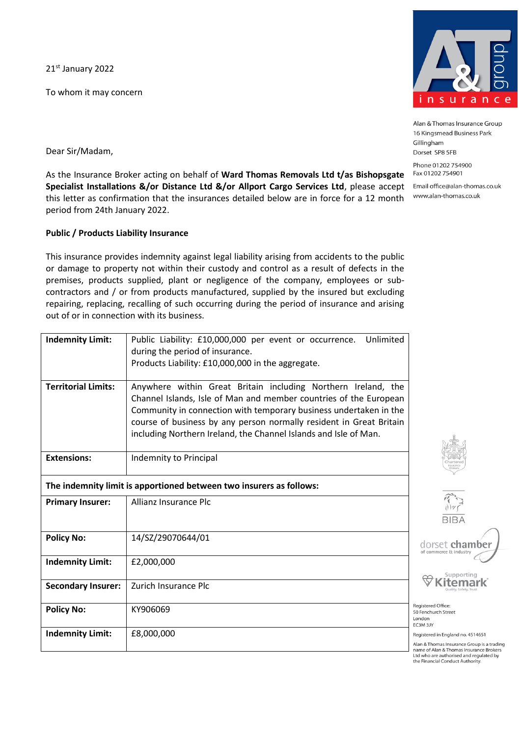21st January 2022

To whom it may concern

Alan & Thomas Insurance Group
16 Kingsmead Business Park
Gillingham
Dorset SP8 5FB

Phone 01202 754900
Fax 01202 754901

Email office@alan-thomas.co.uk
www.alan-thomas.co.uk

Dear Sir/Madam,

As the Insurance Broker acting on behalf of **Ward Thomas Removals Ltd t/as Bishopsgate Specialist Installations &/or Distance Ltd &/or Allport Cargo Services Ltd**, please accept this letter as confirmation that the insurances detailed below are in force for a 12 month period from 24th January 2022.

**Public / Products Liability Insurance**

This insurance provides indemnity against legal liability arising from accidents to the public or damage to property not within their custody and control as a result of defects in the premises, products supplied, plant or negligence of the company, employees or sub-contractors and / or from products manufactured, supplied by the insured but excluding repairing, replacing, recalling of such occurring during the period of insurance and arising out of or in connection with its business.

| | |
|---|---|
| **Indemnity Limit:** | Public Liability: £10,000,000 per event or occurrence. Unlimited during the period of insurance.<br>Products Liability: £10,000,000 in the aggregate. |
| **Territorial Limits:** | Anywhere within Great Britain including Northern Ireland, the Channel Islands, Isle of Man and member countries of the European Community in connection with temporary business undertaken in the course of business by any person normally resident in Great Britain including Northern Ireland, the Channel Islands and Isle of Man. |
| **Extensions:** | Indemnity to Principal |
| **The indemnity limit is apportioned between two insurers as follows:** | |
| **Primary Insurer:** | Allianz Insurance Plc |
| **Policy No:** | 14/SZ/29070644/01 |
| **Indemnity Limit:** | £2,000,000 |
| **Secondary Insurer:** | Zurich Insurance Plc |
| **Policy No:** | KY906069 |
| **Indemnity Limit:** | £8,000,000 |

Registered Office:
50 Fenchurch Street
London
EC3M 3JY

Registered in England no. 4514651

Alan & Thomas Insurance Group is a trading name of Alan & Thomas Insurance Brokers Ltd who are authorised and regulated by the Financial Conduct Authority.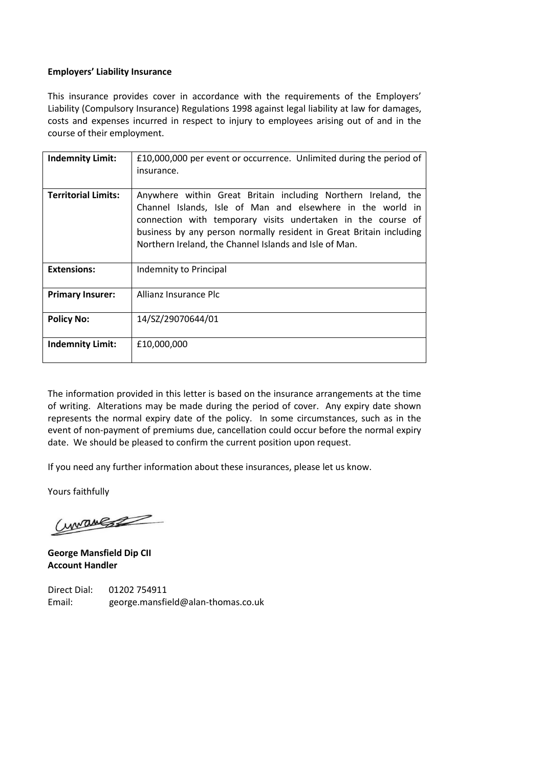**Employers' Liability Insurance**

This insurance provides cover in accordance with the requirements of the Employers' Liability (Compulsory Insurance) Regulations 1998 against legal liability at law for damages, costs and expenses incurred in respect to injury to employees arising out of and in the course of their employment.

| | |
|---|---|
| **Indemnity Limit:** | £10,000,000 per event or occurrence. Unlimited during the period of insurance. |
| **Territorial Limits:** | Anywhere within Great Britain including Northern Ireland, the Channel Islands, Isle of Man and elsewhere in the world in connection with temporary visits undertaken in the course of business by any person normally resident in Great Britain including Northern Ireland, the Channel Islands and Isle of Man. |
| **Extensions:** | Indemnity to Principal |
| **Primary Insurer:** | Allianz Insurance Plc |
| **Policy No:** | 14/SZ/29070644/01 |
| **Indemnity Limit:** | £10,000,000 |

The information provided in this letter is based on the insurance arrangements at the time of writing. Alterations may be made during the period of cover. Any expiry date shown represents the normal expiry date of the policy. In some circumstances, such as in the event of non-payment of premiums due, cancellation could occur before the normal expiry date. We should be pleased to confirm the current position upon request.

If you need any further information about these insurances, please let us know.

Yours faithfully

**George Mansfield Dip CII**
**Account Handler**

Direct Dial: 01202 754911
Email: george.mansfield@alan-thomas.co.uk